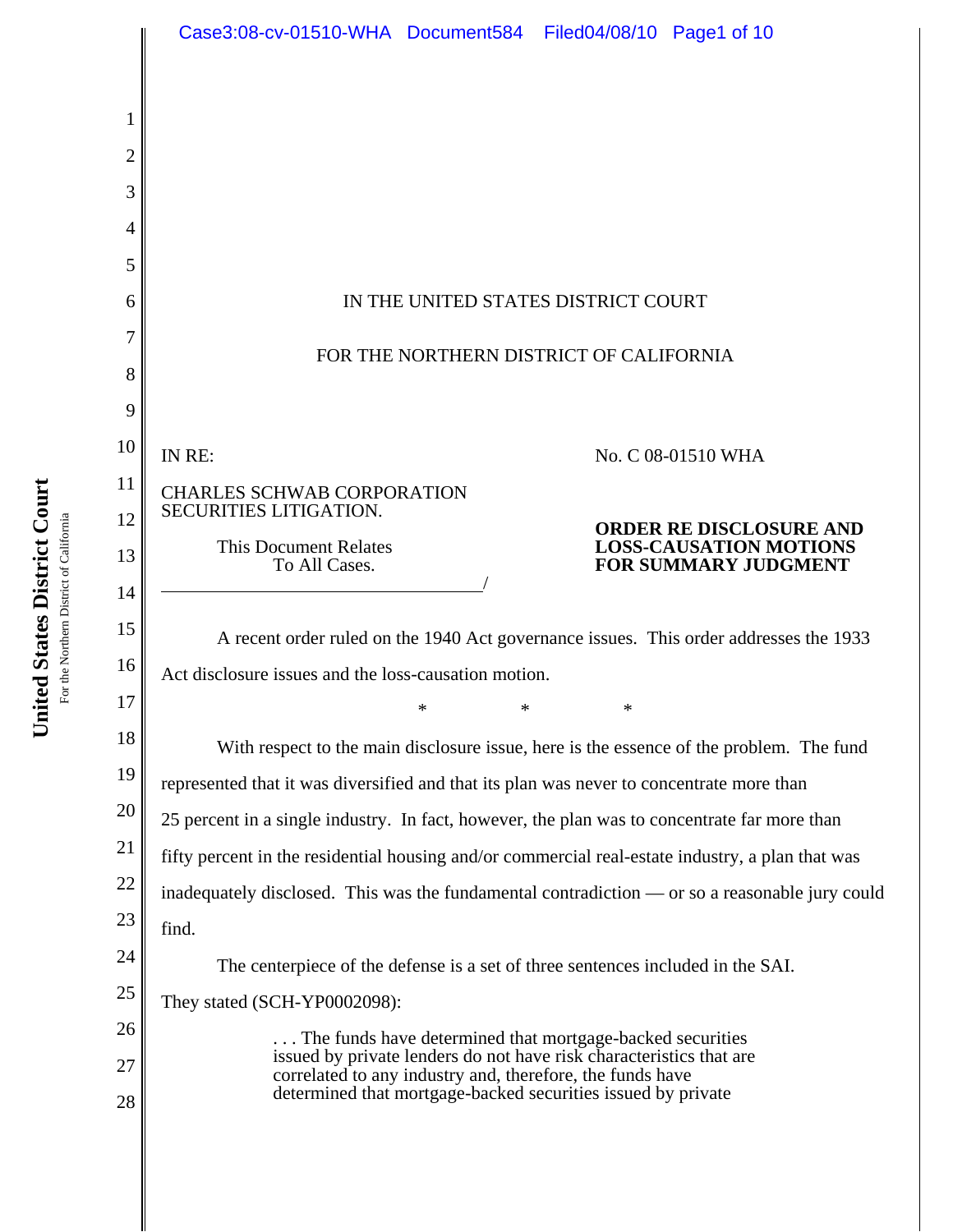IN THE UNITED STATES DISTRICT COURT

FOR THE NORTHERN DISTRICT OF CALIFORNIA

IN RE:

CHARLES SCHWAB CORPORATION SECURITIES LITIGATION.

This Document Relates To All Cases.

No. C 08-01510 WHA

**ORDER RE DISCLOSURE AND LOSS-CAUSATION MOTIONS FOR SUMMARY JUDGMENT**

A recent order ruled on the 1940 Act governance issues. This order addresses the 1933 Act disclosure issues and the loss-causation motion.

\* \* \*

With respect to the main disclosure issue, here is the essence of the problem. The fund represented that it was diversified and that its plan was never to concentrate more than 25 percent in a single industry. In fact, however, the plan was to concentrate far more than fifty percent in the residential housing and/or commercial real-estate industry, a plan that was inadequately disclosed. This was the fundamental contradiction — or so a reasonable jury could find.

The centerpiece of the defense is a set of three sentences included in the SAI. They stated (SCH-YP0002098):

> . . . The funds have determined that mortgage-backed securities issued by private lenders do not have risk characteristics that are correlated to any industry and, therefore, the funds have determined that mortgage-backed securities issued by private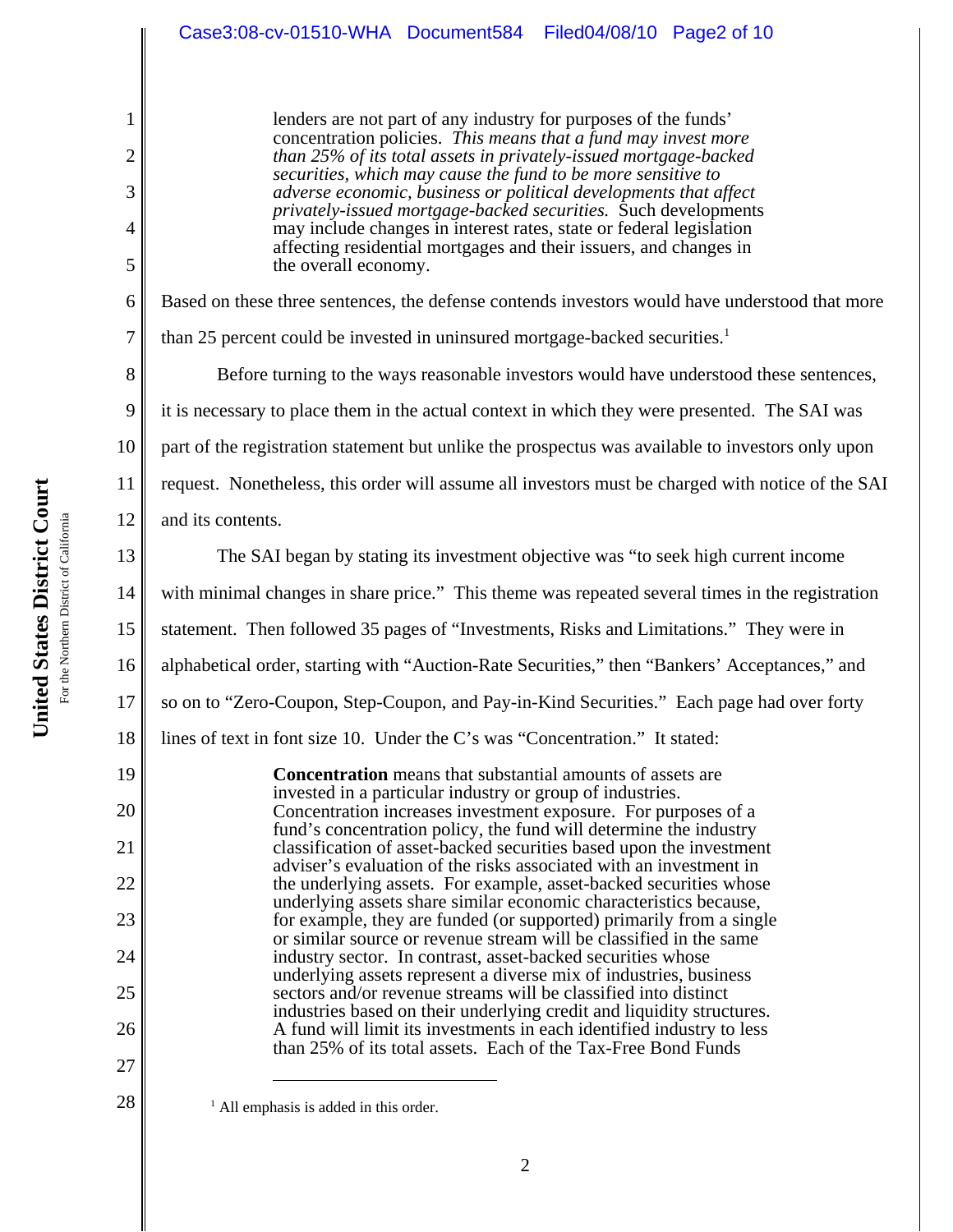> lenders are not part of any industry for purposes of the funds' concentration policies. *This means that a fund may invest more than 25% of its total assets in privately-issued mortgage-backed securities, which may cause the fund to be more sensitive to adverse economic, business or political developments that affect privately-issued mortgage-backed securities.* Such developments may include changes in interest rates, state or federal legislation affecting residential mortgages and their issuers, and changes in the overall economy.

Based on these three sentences, the defense contends investors would have understood that more than 25 percent could be invested in uninsured mortgage-backed securities.[1]

Before turning to the ways reasonable investors would have understood these sentences, it is necessary to place them in the actual context in which they were presented. The SAI was part of the registration statement but unlike the prospectus was available to investors only upon request. Nonetheless, this order will assume all investors must be charged with notice of the SAI and its contents.

The SAI began by stating its investment objective was "to seek high current income with minimal changes in share price." This theme was repeated several times in the registration statement. Then followed 35 pages of "Investments, Risks and Limitations." They were in alphabetical order, starting with "Auction-Rate Securities," then "Bankers' Acceptances," and so on to "Zero-Coupon, Step-Coupon, and Pay-in-Kind Securities." Each page had over forty lines of text in font size 10. Under the C's was "Concentration." It stated:

> **Concentration** means that substantial amounts of assets are invested in a particular industry or group of industries. Concentration increases investment exposure. For purposes of a fund's concentration policy, the fund will determine the industry classification of asset-backed securities based upon the investment adviser's evaluation of the risks associated with an investment in the underlying assets. For example, asset-backed securities whose underlying assets share similar economic characteristics because, for example, they are funded (or supported) primarily from a single or similar source or revenue stream will be classified in the same industry sector. In contrast, asset-backed securities whose underlying assets represent a diverse mix of industries, business sectors and/or revenue streams will be classified into distinct industries based on their underlying credit and liquidity structures. A fund will limit its investments in each identified industry to less than 25% of its total assets. Each of the Tax-Free Bond Funds

---

[1] All emphasis is added in this order.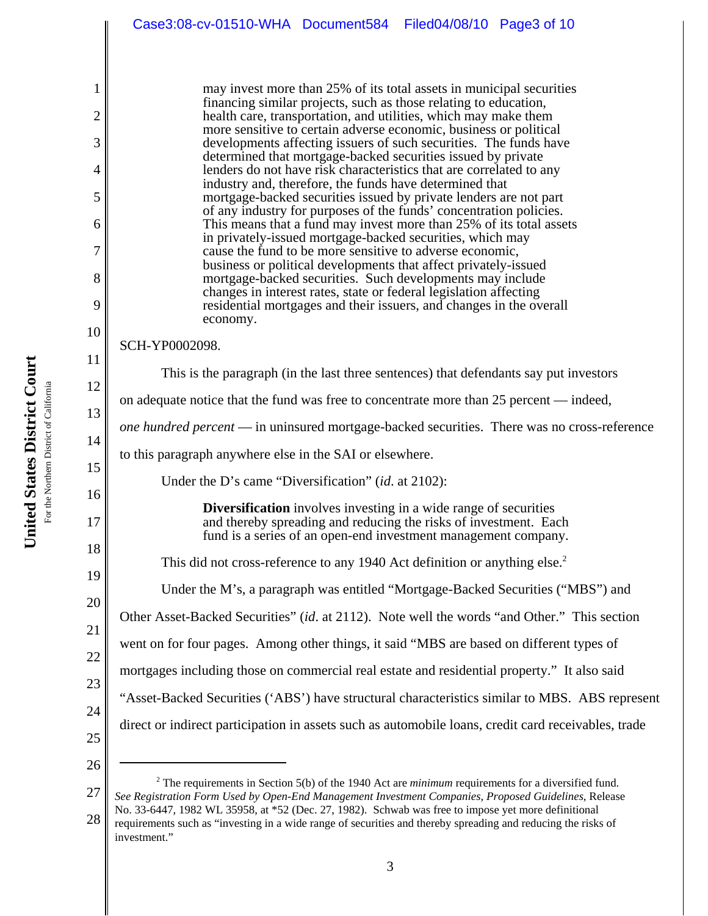> may invest more than 25% of its total assets in municipal securities financing similar projects, such as those relating to education, health care, transportation, and utilities, which may make them more sensitive to certain adverse economic, business or political developments affecting issuers of such securities. The funds have determined that mortgage-backed securities issued by private lenders do not have risk characteristics that are correlated to any industry and, therefore, the funds have determined that mortgage-backed securities issued by private lenders are not part of any industry for purposes of the funds' concentration policies. This means that a fund may invest more than 25% of its total assets in privately-issued mortgage-backed securities, which may cause the fund to be more sensitive to adverse economic, business or political developments that affect privately-issued mortgage-backed securities. Such developments may include changes in interest rates, state or federal legislation affecting residential mortgages and their issuers, and changes in the overall economy.

SCH-YP0002098.

This is the paragraph (in the last three sentences) that defendants say put investors on adequate notice that the fund was free to concentrate more than 25 percent — indeed, *one hundred percent* — in uninsured mortgage-backed securities. There was no cross-reference to this paragraph anywhere else in the SAI or elsewhere.

Under the D's came "Diversification" (*id*. at 2102):

> **Diversification** involves investing in a wide range of securities and thereby spreading and reducing the risks of investment. Each fund is a series of an open-end investment management company.

This did not cross-reference to any 1940 Act definition or anything else.[2]

Under the M's, a paragraph was entitled "Mortgage-Backed Securities ("MBS") and Other Asset-Backed Securities" (*id*. at 2112). Note well the words "and Other." This section went on for four pages. Among other things, it said "MBS are based on different types of mortgages including those on commercial real estate and residential property." It also said "Asset-Backed Securities ('ABS') have structural characteristics similar to MBS. ABS represent direct or indirect participation in assets such as automobile loans, credit card receivables, trade

---

[2] The requirements in Section 5(b) of the 1940 Act are *minimum* requirements for a diversified fund. *See Registration Form Used by Open-End Management Investment Companies, Proposed Guidelines*, Release No. 33-6447, 1982 WL 35958, at *52 (Dec. 27, 1982). Schwab was free to impose yet more definitional requirements such as "investing in a wide range of securities and thereby spreading and reducing the risks of investment."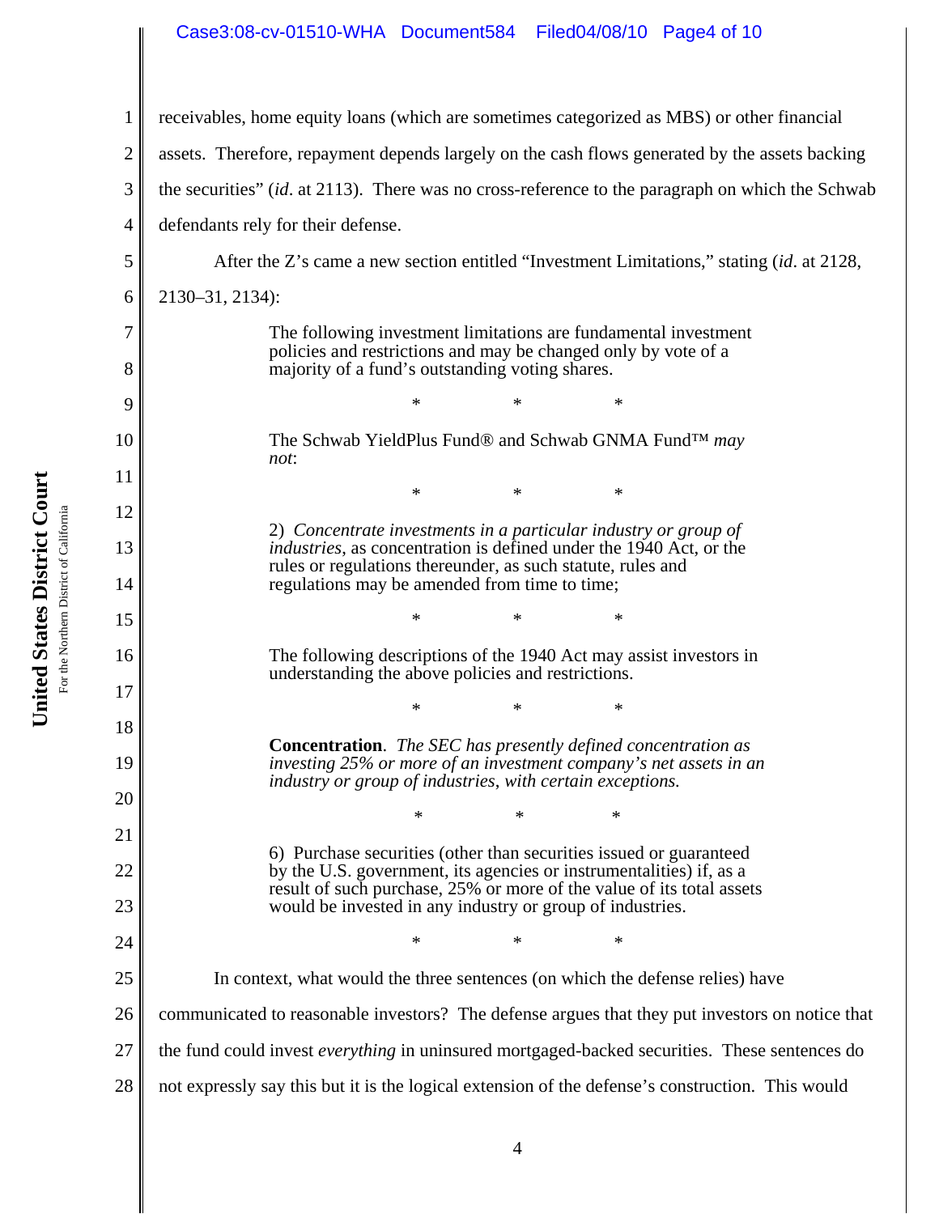receivables, home equity loans (which are sometimes categorized as MBS) or other financial assets. Therefore, repayment depends largely on the cash flows generated by the assets backing the securities" (*id*. at 2113). There was no cross-reference to the paragraph on which the Schwab defendants rely for their defense.

After the Z's came a new section entitled "Investment Limitations," stating (*id*. at 2128, 2130–31, 2134):

> The following investment limitations are fundamental investment policies and restrictions and may be changed only by vote of a majority of a fund's outstanding voting shares.
>
> \* \* \*
>
> The Schwab YieldPlus Fund® and Schwab GNMA Fund™ *may not*:
>
> \* \* \*
>
> 2) *Concentrate investments in a particular industry or group of industries*, as concentration is defined under the 1940 Act, or the rules or regulations thereunder, as such statute, rules and regulations may be amended from time to time;
>
> \* \* \*
>
> The following descriptions of the 1940 Act may assist investors in understanding the above policies and restrictions.
>
> \* \* \*
>
> **Concentration**. *The SEC has presently defined concentration as investing 25% or more of an investment company's net assets in an industry or group of industries, with certain exceptions.*
>
> \* \* \*
>
> 6) Purchase securities (other than securities issued or guaranteed by the U.S. government, its agencies or instrumentalities) if, as a result of such purchase, 25% or more of the value of its total assets would be invested in any industry or group of industries.
>
> \* \* \*

In context, what would the three sentences (on which the defense relies) have communicated to reasonable investors? The defense argues that they put investors on notice that the fund could invest *everything* in uninsured mortgaged-backed securities. These sentences do not expressly say this but it is the logical extension of the defense's construction. This would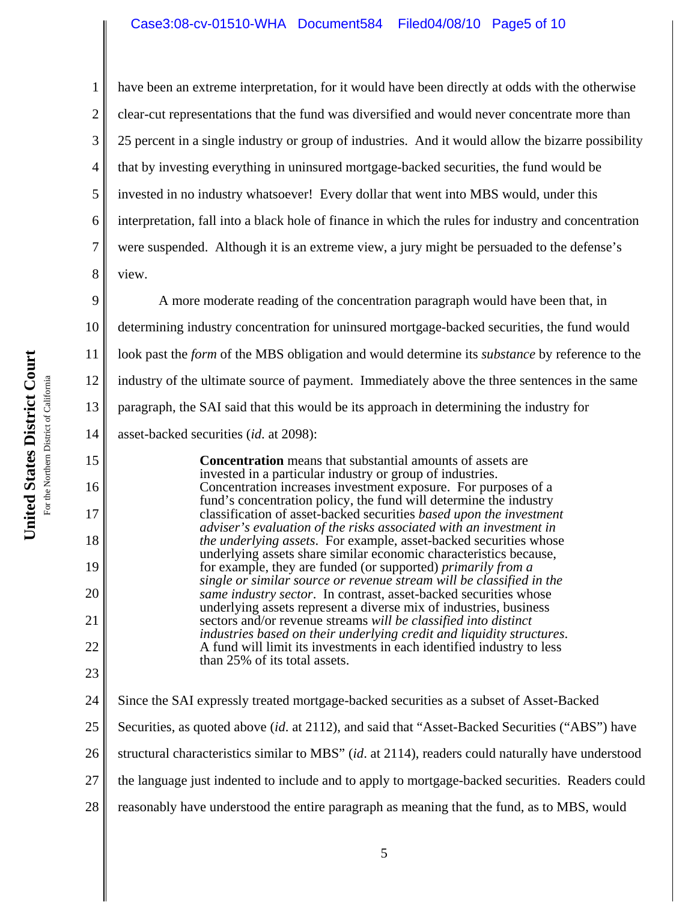have been an extreme interpretation, for it would have been directly at odds with the otherwise clear-cut representations that the fund was diversified and would never concentrate more than 25 percent in a single industry or group of industries. And it would allow the bizarre possibility that by investing everything in uninsured mortgage-backed securities, the fund would be invested in no industry whatsoever! Every dollar that went into MBS would, under this interpretation, fall into a black hole of finance in which the rules for industry and concentration were suspended. Although it is an extreme view, a jury might be persuaded to the defense's view.

A more moderate reading of the concentration paragraph would have been that, in determining industry concentration for uninsured mortgage-backed securities, the fund would look past the *form* of the MBS obligation and would determine its *substance* by reference to the industry of the ultimate source of payment. Immediately above the three sentences in the same paragraph, the SAI said that this would be its approach in determining the industry for asset-backed securities (*id*. at 2098):

> **Concentration** means that substantial amounts of assets are invested in a particular industry or group of industries. Concentration increases investment exposure. For purposes of a fund's concentration policy, the fund will determine the industry classification of asset-backed securities *based upon the investment adviser's evaluation of the risks associated with an investment in the underlying assets*. For example, asset-backed securities whose underlying assets share similar economic characteristics because, for example, they are funded (or supported) *primarily from a single or similar source or revenue stream will be classified in the same industry sector*. In contrast, asset-backed securities whose underlying assets represent a diverse mix of industries, business sectors and/or revenue streams *will be classified into distinct industries based on their underlying credit and liquidity structures*. A fund will limit its investments in each identified industry to less than 25% of its total assets.

Since the SAI expressly treated mortgage-backed securities as a subset of Asset-Backed Securities, as quoted above (*id*. at 2112), and said that "Asset-Backed Securities ("ABS") have structural characteristics similar to MBS" (*id*. at 2114), readers could naturally have understood the language just indented to include and to apply to mortgage-backed securities. Readers could reasonably have understood the entire paragraph as meaning that the fund, as to MBS, would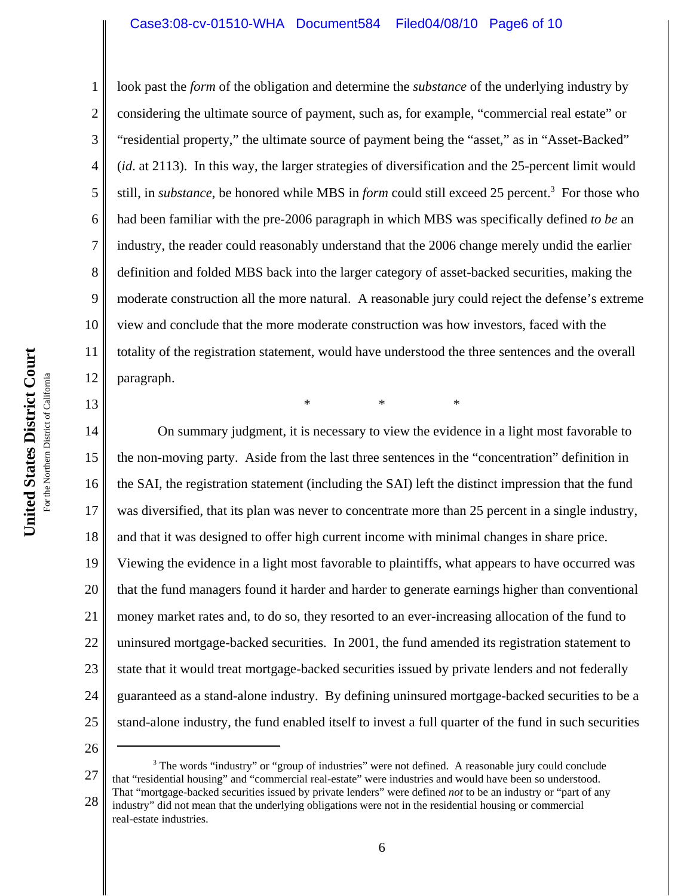look past the *form* of the obligation and determine the *substance* of the underlying industry by considering the ultimate source of payment, such as, for example, "commercial real estate" or "residential property," the ultimate source of payment being the "asset," as in "Asset-Backed" (*id*. at 2113). In this way, the larger strategies of diversification and the 25-percent limit would still, in *substance*, be honored while MBS in *form* could still exceed 25 percent.[3] For those who had been familiar with the pre-2006 paragraph in which MBS was specifically defined *to be* an industry, the reader could reasonably understand that the 2006 change merely undid the earlier definition and folded MBS back into the larger category of asset-backed securities, making the moderate construction all the more natural. A reasonable jury could reject the defense's extreme view and conclude that the more moderate construction was how investors, faced with the totality of the registration statement, would have understood the three sentences and the overall paragraph.

\* \* \*

On summary judgment, it is necessary to view the evidence in a light most favorable to the non-moving party. Aside from the last three sentences in the "concentration" definition in the SAI, the registration statement (including the SAI) left the distinct impression that the fund was diversified, that its plan was never to concentrate more than 25 percent in a single industry, and that it was designed to offer high current income with minimal changes in share price. Viewing the evidence in a light most favorable to plaintiffs, what appears to have occurred was that the fund managers found it harder and harder to generate earnings higher than conventional money market rates and, to do so, they resorted to an ever-increasing allocation of the fund to uninsured mortgage-backed securities. In 2001, the fund amended its registration statement to state that it would treat mortgage-backed securities issued by private lenders and not federally guaranteed as a stand-alone industry. By defining uninsured mortgage-backed securities to be a stand-alone industry, the fund enabled itself to invest a full quarter of the fund in such securities

---

[3] The words "industry" or "group of industries" were not defined. A reasonable jury could conclude that "residential housing" and "commercial real-estate" were industries and would have been so understood. That "mortgage-backed securities issued by private lenders" were defined *not* to be an industry or "part of any industry" did not mean that the underlying obligations were not in the residential housing or commercial real-estate industries.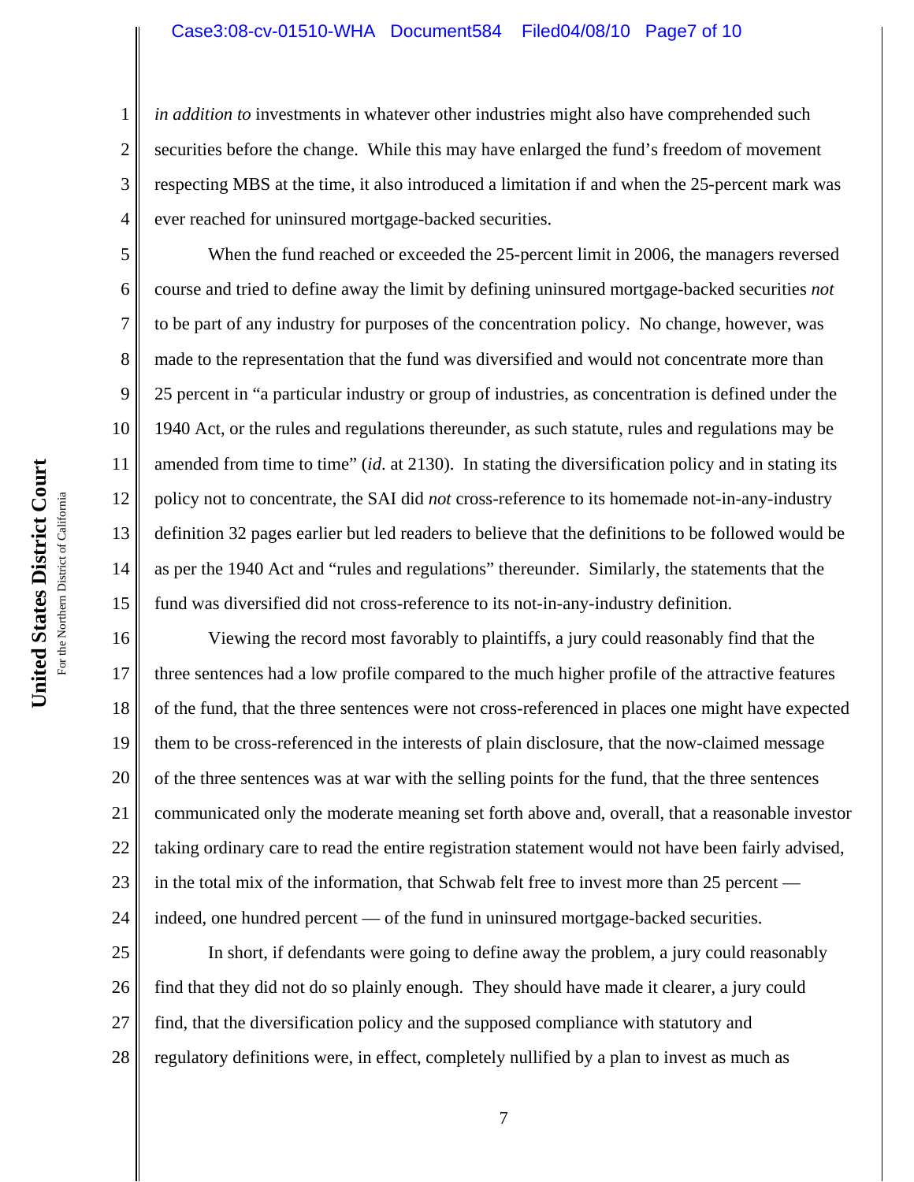*in addition to* investments in whatever other industries might also have comprehended such securities before the change. While this may have enlarged the fund's freedom of movement respecting MBS at the time, it also introduced a limitation if and when the 25-percent mark was ever reached for uninsured mortgage-backed securities.

When the fund reached or exceeded the 25-percent limit in 2006, the managers reversed course and tried to define away the limit by defining uninsured mortgage-backed securities *not* to be part of any industry for purposes of the concentration policy. No change, however, was made to the representation that the fund was diversified and would not concentrate more than 25 percent in "a particular industry or group of industries, as concentration is defined under the 1940 Act, or the rules and regulations thereunder, as such statute, rules and regulations may be amended from time to time" (*id.* at 2130). In stating the diversification policy and in stating its policy not to concentrate, the SAI did *not* cross-reference to its homemade not-in-any-industry definition 32 pages earlier but led readers to believe that the definitions to be followed would be as per the 1940 Act and "rules and regulations" thereunder. Similarly, the statements that the fund was diversified did not cross-reference to its not-in-any-industry definition.

Viewing the record most favorably to plaintiffs, a jury could reasonably find that the three sentences had a low profile compared to the much higher profile of the attractive features of the fund, that the three sentences were not cross-referenced in places one might have expected them to be cross-referenced in the interests of plain disclosure, that the now-claimed message of the three sentences was at war with the selling points for the fund, that the three sentences communicated only the moderate meaning set forth above and, overall, that a reasonable investor taking ordinary care to read the entire registration statement would not have been fairly advised, in the total mix of the information, that Schwab felt free to invest more than 25 percent — indeed, one hundred percent — of the fund in uninsured mortgage-backed securities.

In short, if defendants were going to define away the problem, a jury could reasonably find that they did not do so plainly enough. They should have made it clearer, a jury could find, that the diversification policy and the supposed compliance with statutory and regulatory definitions were, in effect, completely nullified by a plan to invest as much as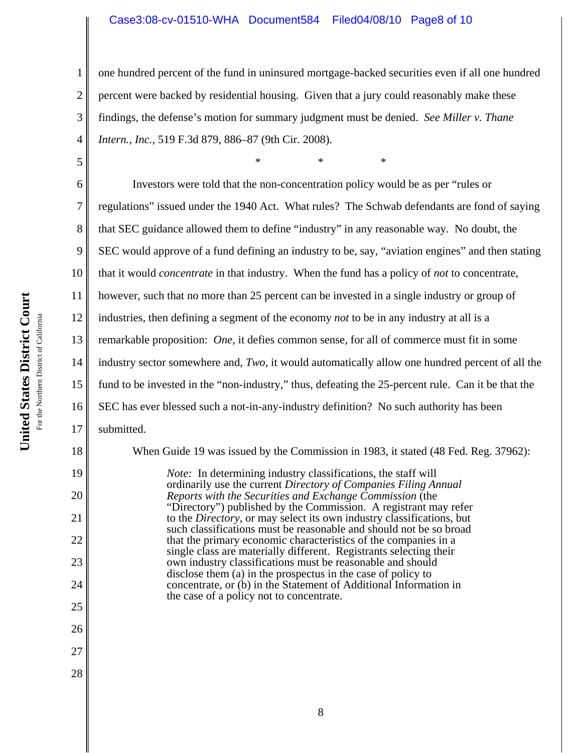one hundred percent of the fund in uninsured mortgage-backed securities even if all one hundred percent were backed by residential housing. Given that a jury could reasonably make these findings, the defense's motion for summary judgment must be denied. *See Miller v. Thane Intern., Inc.*, 519 F.3d 879, 886–87 (9th Cir. 2008).

\* \* \*

Investors were told that the non-concentration policy would be as per "rules or regulations" issued under the 1940 Act. What rules? The Schwab defendants are fond of saying that SEC guidance allowed them to define "industry" in any reasonable way. No doubt, the SEC would approve of a fund defining an industry to be, say, "aviation engines" and then stating that it would *concentrate* in that industry. When the fund has a policy of *not* to concentrate, however, such that no more than 25 percent can be invested in a single industry or group of industries, then defining a segment of the economy *not* to be in any industry at all is a remarkable proposition: *One*, it defies common sense, for all of commerce must fit in some industry sector somewhere and, *Two*, it would automatically allow one hundred percent of all the fund to be invested in the "non-industry," thus, defeating the 25-percent rule. Can it be that the SEC has ever blessed such a not-in-any-industry definition? No such authority has been submitted.

When Guide 19 was issued by the Commission in 1983, it stated (48 Fed. Reg. 37962):

> *Note:* In determining industry classifications, the staff will ordinarily use the current *Directory of Companies Filing Annual Reports with the Securities and Exchange Commission* (the "Directory") published by the Commission. A registrant may refer to the *Directory*, or may select its own industry classifications, but such classifications must be reasonable and should not be so broad that the primary economic characteristics of the companies in a single class are materially different. Registrants selecting their own industry classifications must be reasonable and should disclose them (a) in the prospectus in the case of policy to concentrate, or (b) in the Statement of Additional Information in the case of a policy not to concentrate.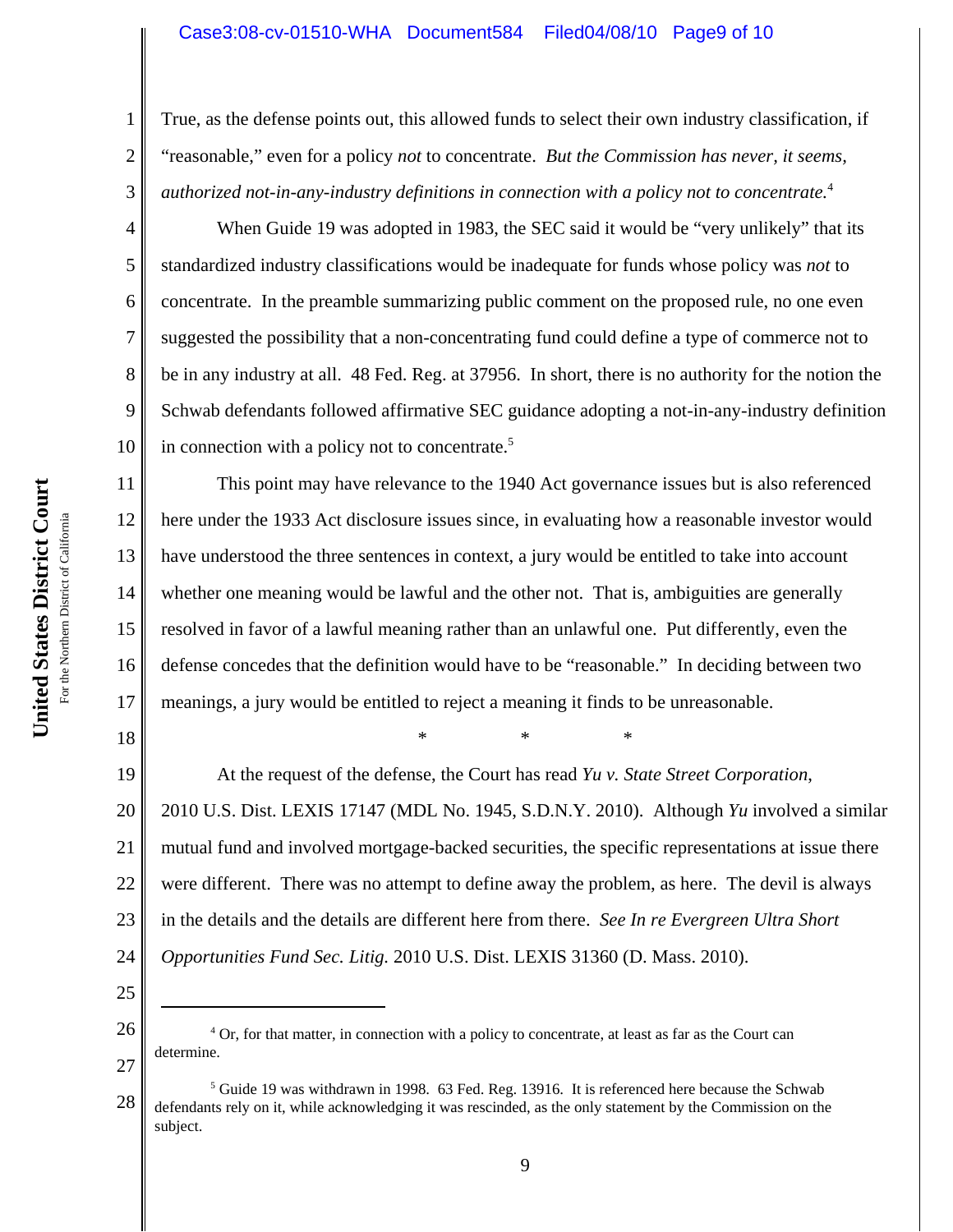True, as the defense points out, this allowed funds to select their own industry classification, if "reasonable," even for a policy *not* to concentrate. *But the Commission has never, it seems, authorized not-in-any-industry definitions in connection with a policy not to concentrate.*[4]

When Guide 19 was adopted in 1983, the SEC said it would be "very unlikely" that its standardized industry classifications would be inadequate for funds whose policy was *not* to concentrate. In the preamble summarizing public comment on the proposed rule, no one even suggested the possibility that a non-concentrating fund could define a type of commerce not to be in any industry at all. 48 Fed. Reg. at 37956. In short, there is no authority for the notion the Schwab defendants followed affirmative SEC guidance adopting a not-in-any-industry definition in connection with a policy not to concentrate.[5]

This point may have relevance to the 1940 Act governance issues but is also referenced here under the 1933 Act disclosure issues since, in evaluating how a reasonable investor would have understood the three sentences in context, a jury would be entitled to take into account whether one meaning would be lawful and the other not. That is, ambiguities are generally resolved in favor of a lawful meaning rather than an unlawful one. Put differently, even the defense concedes that the definition would have to be "reasonable." In deciding between two meanings, a jury would be entitled to reject a meaning it finds to be unreasonable.

\* \* \*

At the request of the defense, the Court has read *Yu v. State Street Corporation*, 2010 U.S. Dist. LEXIS 17147 (MDL No. 1945, S.D.N.Y. 2010). Although *Yu* involved a similar mutual fund and involved mortgage-backed securities, the specific representations at issue there were different. There was no attempt to define away the problem, as here. The devil is always in the details and the details are different here from there. *See In re Evergreen Ultra Short Opportunities Fund Sec. Litig.* 2010 U.S. Dist. LEXIS 31360 (D. Mass. 2010).

---

[4] Or, for that matter, in connection with a policy to concentrate, at least as far as the Court can determine.

[5] Guide 19 was withdrawn in 1998. 63 Fed. Reg. 13916. It is referenced here because the Schwab defendants rely on it, while acknowledging it was rescinded, as the only statement by the Commission on the subject.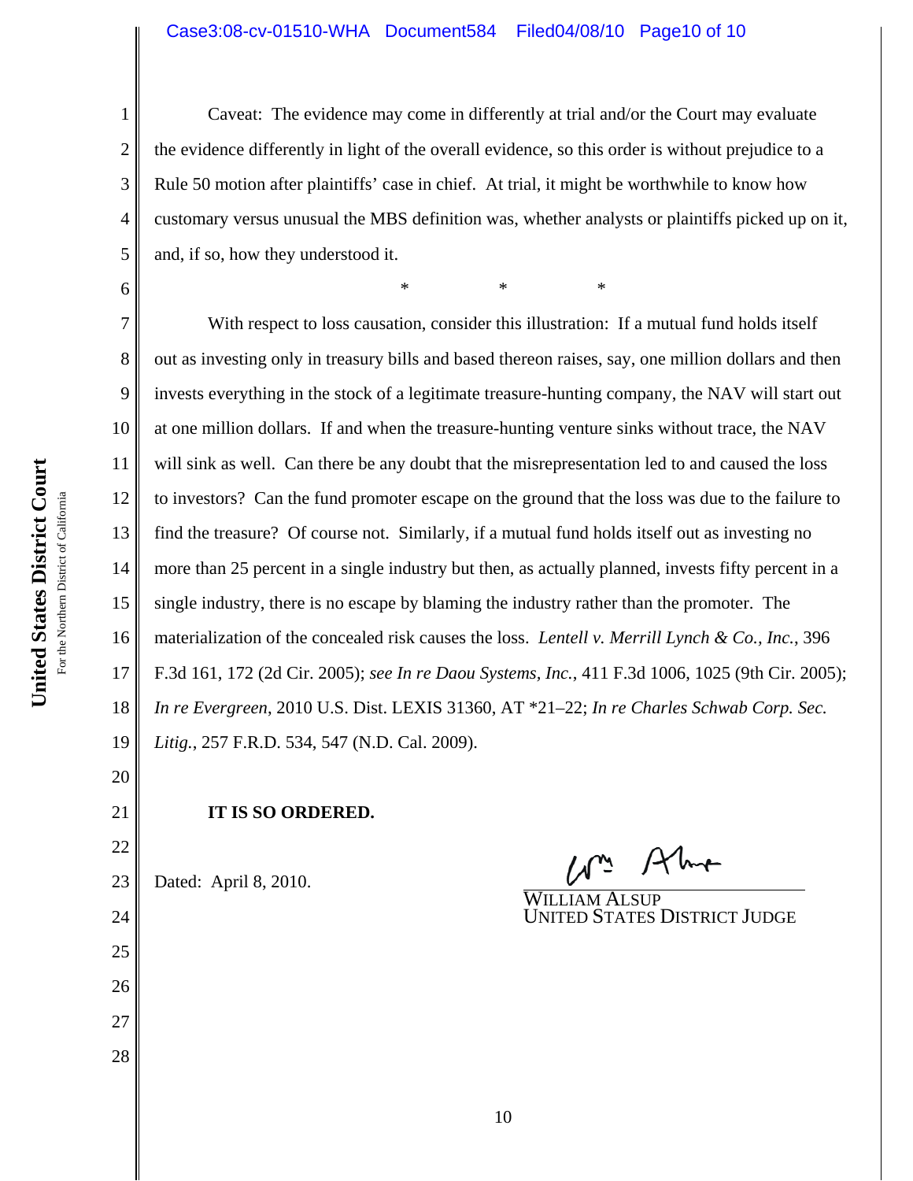Caveat: The evidence may come in differently at trial and/or the Court may evaluate the evidence differently in light of the overall evidence, so this order is without prejudice to a Rule 50 motion after plaintiffs' case in chief. At trial, it might be worthwhile to know how customary versus unusual the MBS definition was, whether analysts or plaintiffs picked up on it, and, if so, how they understood it.

\*          \*          \*

With respect to loss causation, consider this illustration: If a mutual fund holds itself out as investing only in treasury bills and based thereon raises, say, one million dollars and then invests everything in the stock of a legitimate treasure-hunting company, the NAV will start out at one million dollars. If and when the treasure-hunting venture sinks without trace, the NAV will sink as well. Can there be any doubt that the misrepresentation led to and caused the loss to investors? Can the fund promoter escape on the ground that the loss was due to the failure to find the treasure? Of course not. Similarly, if a mutual fund holds itself out as investing no more than 25 percent in a single industry but then, as actually planned, invests fifty percent in a single industry, there is no escape by blaming the industry rather than the promoter. The materialization of the concealed risk causes the loss. *Lentell v. Merrill Lynch & Co., Inc.*, 396 F.3d 161, 172 (2d Cir. 2005); *see In re Daou Systems, Inc.*, 411 F.3d 1006, 1025 (9th Cir. 2005); *In re Evergreen*, 2010 U.S. Dist. LEXIS 31360, AT \*21–22; *In re Charles Schwab Corp. Sec. Litig.*, 257 F.R.D. 534, 547 (N.D. Cal. 2009).

**IT IS SO ORDERED.**

Dated: April 8, 2010.

WILLIAM ALSUP
UNITED STATES DISTRICT JUDGE